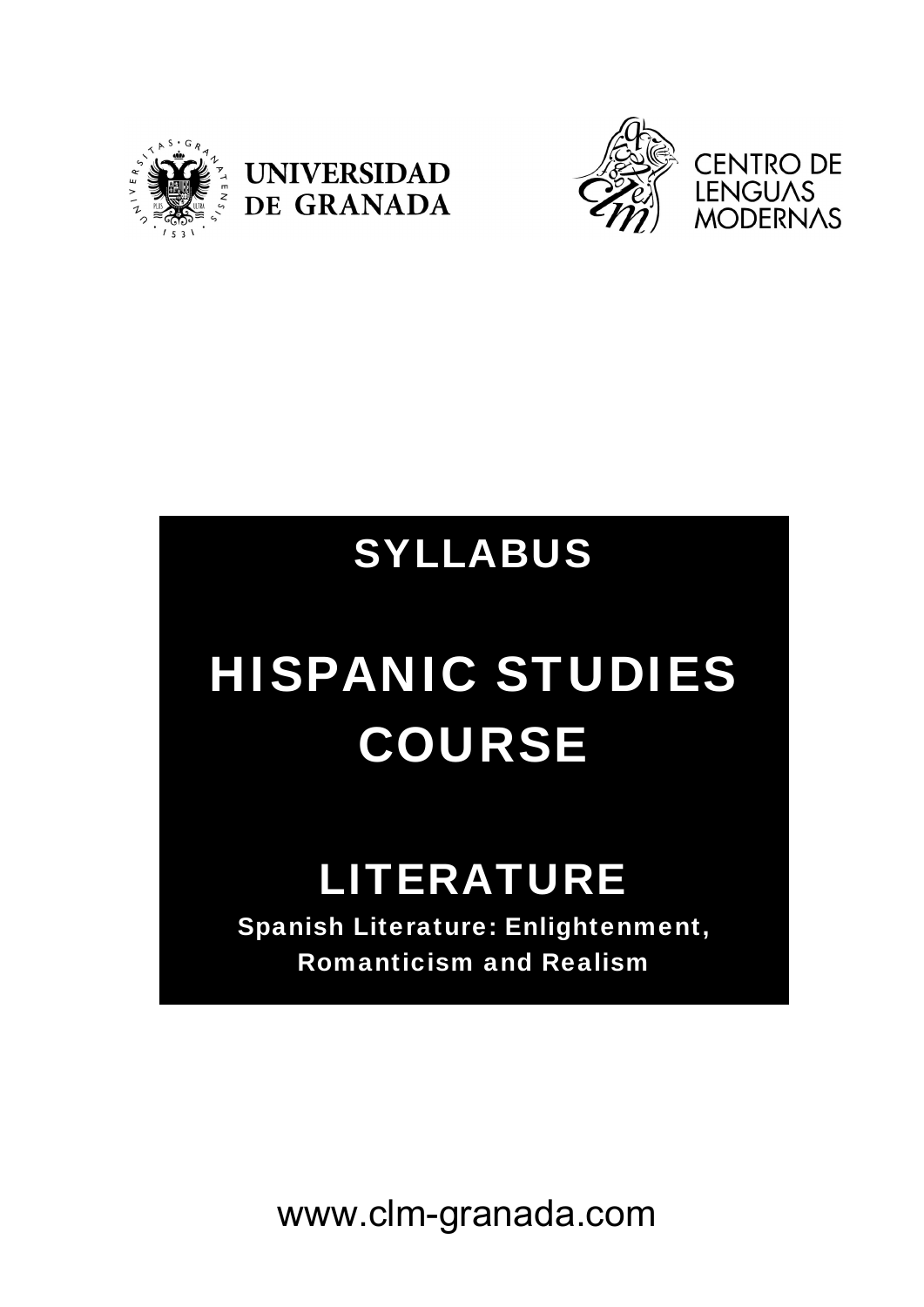UNIVERSIDAD DE GRANADA

CENTRO DE LENGUAS MODERNAS

# SYLLABUS

# HISPANIC STUDIES COURSE

## LITERATURE

**Spanish Literature: Enlightenment, Romanticism and Realism**

www.clm-granada.com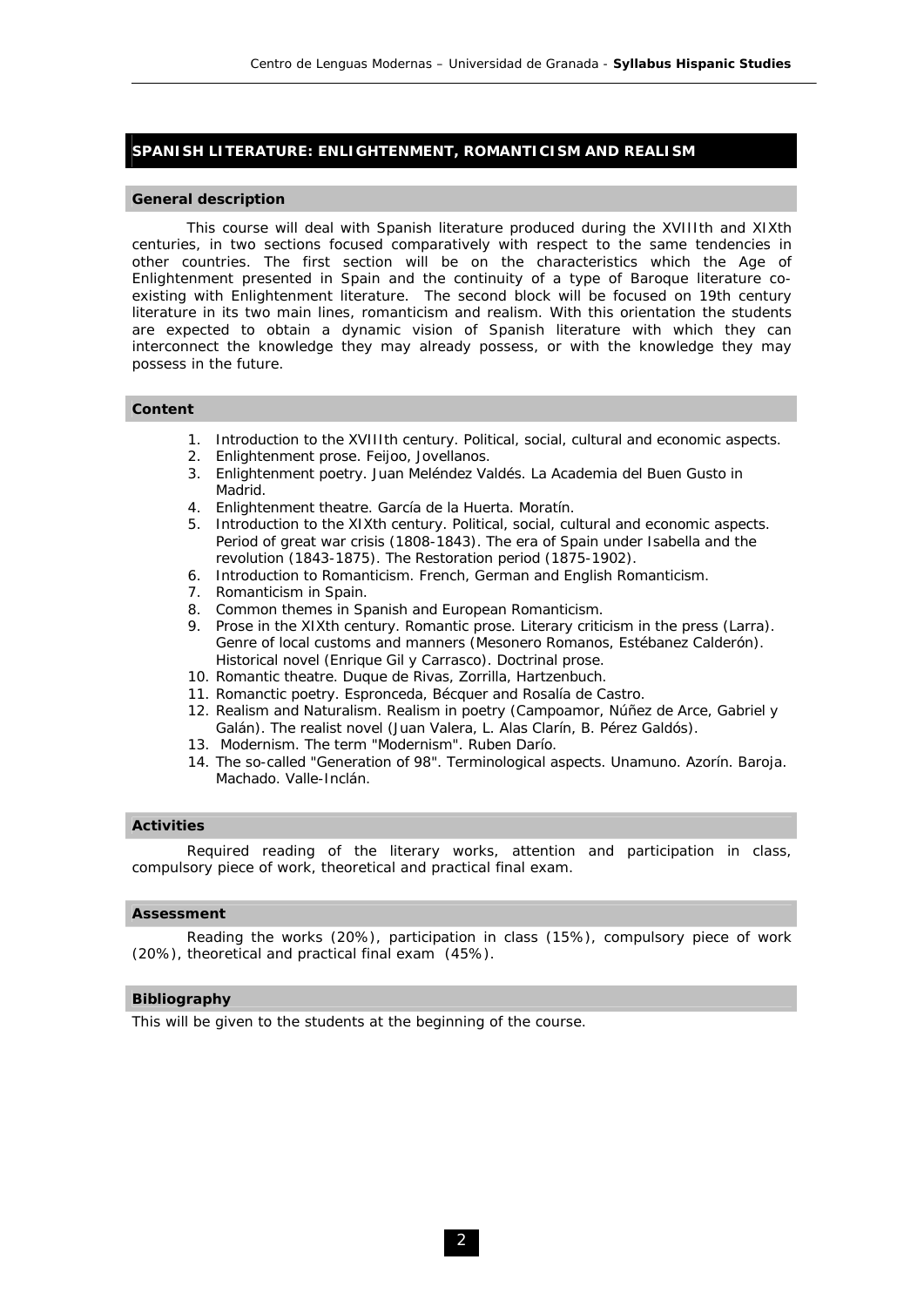## SPANISH LITERATURE: ENLIGHTENMENT, ROMANTICISM AND REALISM

### General description

This course will deal with Spanish literature produced during the XVIIIth and XIXth centuries, in two sections focused comparatively with respect to the same tendencies in other countries. The first section will be on the characteristics which the Age of Enlightenment presented in Spain and the continuity of a type of Baroque literature co-existing with Enlightenment literature. The second block will be focused on 19th century literature in its two main lines, romanticism and realism. With this orientation the students are expected to obtain a dynamic vision of Spanish literature with which they can interconnect the knowledge they may already possess, or with the knowledge they may possess in the future.

### Content

1. Introduction to the XVIIIth century. Political, social, cultural and economic aspects.
2. Enlightenment prose. Feijoo, Jovellanos.
3. Enlightenment poetry. Juan Meléndez Valdés. La Academia del Buen Gusto in Madrid.
4. Enlightenment theatre. García de la Huerta. Moratín.
5. Introduction to the XIXth century. Political, social, cultural and economic aspects. Period of great war crisis (1808-1843). The era of Spain under Isabella and the revolution (1843-1875). The Restoration period (1875-1902).
6. Introduction to Romanticism. French, German and English Romanticism.
7. Romanticism in Spain.
8. Common themes in Spanish and European Romanticism.
9. Prose in the XIXth century. Romantic prose. Literary criticism in the press (Larra). Genre of local customs and manners (Mesonero Romanos, Estébanez Calderón). Historical novel (Enrique Gil y Carrasco). Doctrinal prose.
10. Romantic theatre. Duque de Rivas, Zorrilla, Hartzenbuch.
11. Romanctic poetry. Espronceda, Bécquer and Rosalía de Castro.
12. Realism and Naturalism. Realism in poetry (Campoamor, Núñez de Arce, Gabriel y Galán). The realist novel (Juan Valera, L. Alas Clarín, B. Pérez Galdós).
13. Modernism. The term "Modernism". Ruben Darío.
14. The so-called "Generation of 98". Terminological aspects. Unamuno. Azorín. Baroja. Machado. Valle-Inclán.

### Activities

Required reading of the literary works, attention and participation in class, compulsory piece of work, theoretical and practical final exam.

### Assessment

Reading the works (20%), participation in class (15%), compulsory piece of work (20%), theoretical and practical final exam (45%).

### Bibliography

This will be given to the students at the beginning of the course.